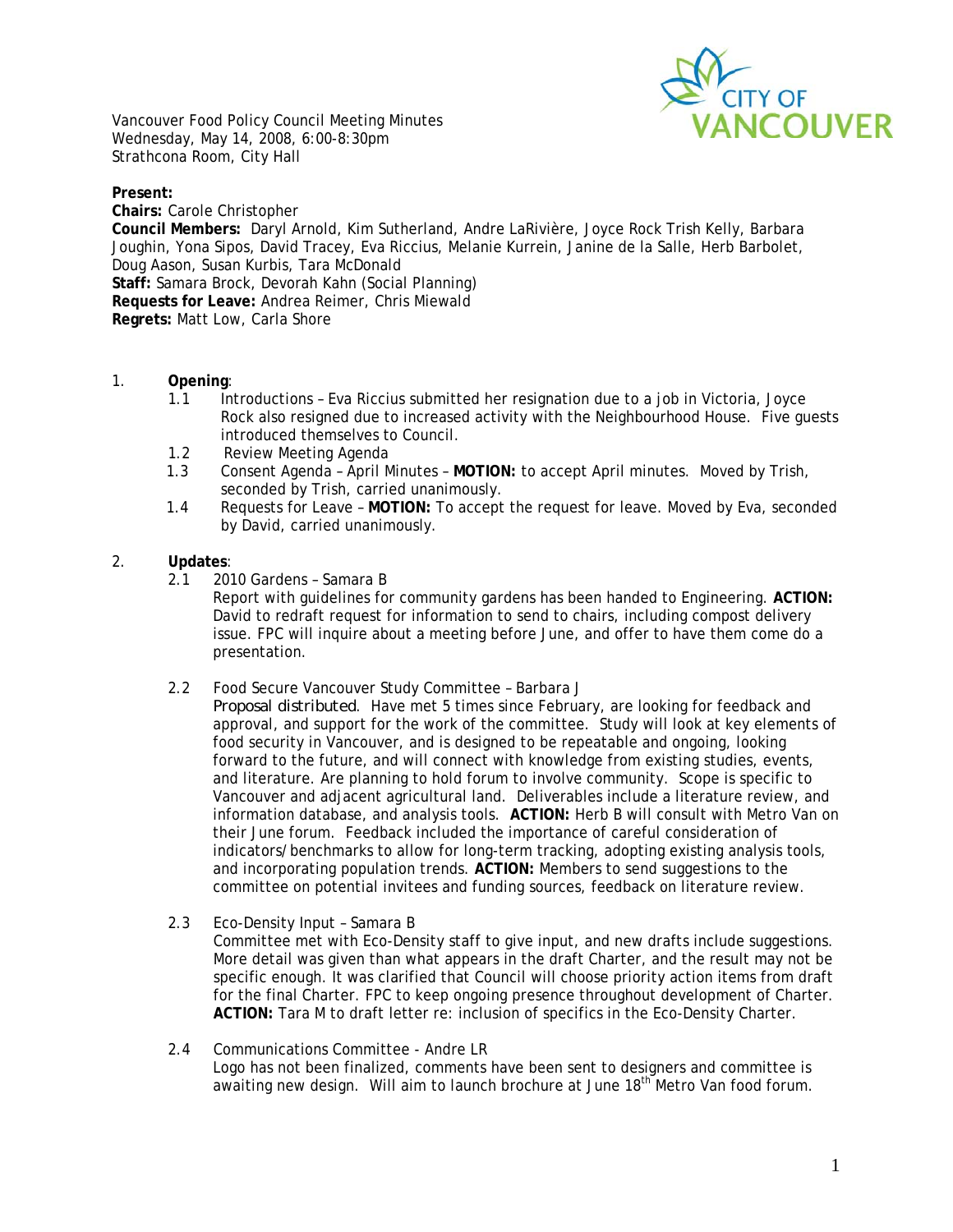Vancouver Food Policy Council Meeting Minutes
Wednesday, May 14, 2008, 6:00-8:30pm
Strathcona Room, City Hall

**Present:**
**Chairs:** Carole Christopher
**Council Members:** Daryl Arnold, Kim Sutherland, Andre LaRivière, Joyce Rock Trish Kelly, Barbara Joughin, Yona Sipos, David Tracey, Eva Riccius, Melanie Kurrein, Janine de la Salle, Herb Barbolet, Doug Aason, Susan Kurbis, Tara McDonald
**Staff:** Samara Brock, Devorah Kahn (Social Planning)
**Requests for Leave:** Andrea Reimer, Chris Miewald
**Regrets:** Matt Low, Carla Shore

1. **Opening**:
   1.1 Introductions – Eva Riccius submitted her resignation due to a job in Victoria, Joyce Rock also resigned due to increased activity with the Neighbourhood House. Five guests introduced themselves to Council.
   1.2 Review Meeting Agenda
   1.3 Consent Agenda – April Minutes – **MOTION:** to accept April minutes. Moved by Trish, seconded by Trish, carried unanimously.
   1.4 Requests for Leave – **MOTION:** To accept the request for leave. Moved by Eva, seconded by David, carried unanimously.

2. **Updates**:
   2.1 2010 Gardens – Samara B
   Report with guidelines for community gardens has been handed to Engineering. **ACTION:** David to redraft request for information to send to chairs, including compost delivery issue. FPC will inquire about a meeting before June, and offer to have them come do a presentation.

   2.2 Food Secure Vancouver Study Committee – Barbara J
   *Proposal distributed.* Have met 5 times since February, are looking for feedback and approval, and support for the work of the committee. Study will look at key elements of food security in Vancouver, and is designed to be repeatable and ongoing, looking forward to the future, and will connect with knowledge from existing studies, events, and literature. Are planning to hold forum to involve community. Scope is specific to Vancouver and adjacent agricultural land. Deliverables include a literature review, and information database, and analysis tools. **ACTION:** Herb B will consult with Metro Van on their June forum. Feedback included the importance of careful consideration of indicators/benchmarks to allow for long-term tracking, adopting existing analysis tools, and incorporating population trends. **ACTION:** Members to send suggestions to the committee on potential invitees and funding sources, feedback on literature review.

   2.3 Eco-Density Input – Samara B
   Committee met with Eco-Density staff to give input, and new drafts include suggestions. More detail was given than what appears in the draft Charter, and the result may not be specific enough. It was clarified that Council will choose priority action items from draft for the final Charter. FPC to keep ongoing presence throughout development of Charter. **ACTION:** Tara M to draft letter re: inclusion of specifics in the Eco-Density Charter.

   2.4 Communications Committee - Andre LR
   Logo has not been finalized, comments have been sent to designers and committee is awaiting new design. Will aim to launch brochure at June 18th Metro Van food forum.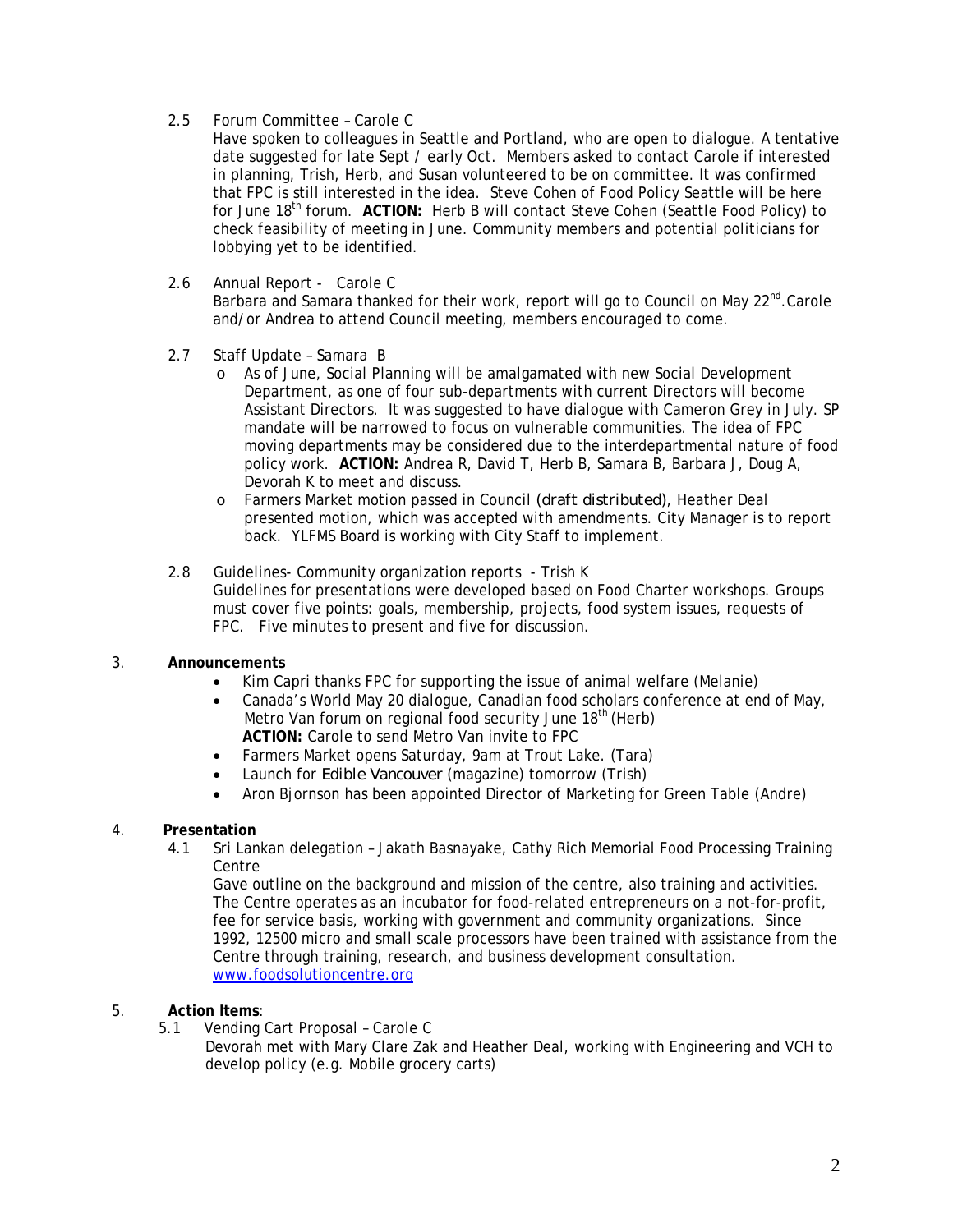2.5 Forum Committee – Carole C

Have spoken to colleagues in Seattle and Portland, who are open to dialogue. A tentative date suggested for late Sept / early Oct. Members asked to contact Carole if interested in planning, Trish, Herb, and Susan volunteered to be on committee. It was confirmed that FPC is still interested in the idea. Steve Cohen of Food Policy Seattle will be here for June 18th forum. **ACTION:** Herb B will contact Steve Cohen (Seattle Food Policy) to check feasibility of meeting in June. Community members and potential politicians for lobbying yet to be identified.

2.6 Annual Report - Carole C

Barbara and Samara thanked for their work, report will go to Council on May 22nd. Carole and/or Andrea to attend Council meeting, members encouraged to come.

2.7 Staff Update – Samara B

- As of June, Social Planning will be amalgamated with new Social Development Department, as one of four sub-departments with current Directors will become Assistant Directors. It was suggested to have dialogue with Cameron Grey in July. SP mandate will be narrowed to focus on vulnerable communities. The idea of FPC moving departments may be considered due to the interdepartmental nature of food policy work. **ACTION:** Andrea R, David T, Herb B, Samara B, Barbara J, Doug A, Devorah K to meet and discuss.
- Farmers Market motion passed in Council (draft distributed), Heather Deal presented motion, which was accepted with amendments. City Manager is to report back. YLFMS Board is working with City Staff to implement.

2.8 Guidelines- Community organization reports - Trish K

Guidelines for presentations were developed based on Food Charter workshops. Groups must cover five points: goals, membership, projects, food system issues, requests of FPC. Five minutes to present and five for discussion.

## 3. Announcements

- Kim Capri thanks FPC for supporting the issue of animal welfare (Melanie)
- Canada's World May 20 dialogue, Canadian food scholars conference at end of May, Metro Van forum on regional food security June 18th (Herb)
  **ACTION:** Carole to send Metro Van invite to FPC
- Farmers Market opens Saturday, 9am at Trout Lake. (Tara)
- Launch for Edible Vancouver (magazine) tomorrow (Trish)
- Aron Bjornson has been appointed Director of Marketing for Green Table (Andre)

## 4. Presentation

4.1 Sri Lankan delegation – Jakath Basnayake, Cathy Rich Memorial Food Processing Training Centre

Gave outline on the background and mission of the centre, also training and activities. The Centre operates as an incubator for food-related entrepreneurs on a not-for-profit, fee for service basis, working with government and community organizations. Since 1992, 12500 micro and small scale processors have been trained with assistance from the Centre through training, research, and business development consultation.
www.foodsolutioncentre.org

## 5. Action Items:

5.1 Vending Cart Proposal – Carole C

Devorah met with Mary Clare Zak and Heather Deal, working with Engineering and VCH to develop policy (e.g. Mobile grocery carts)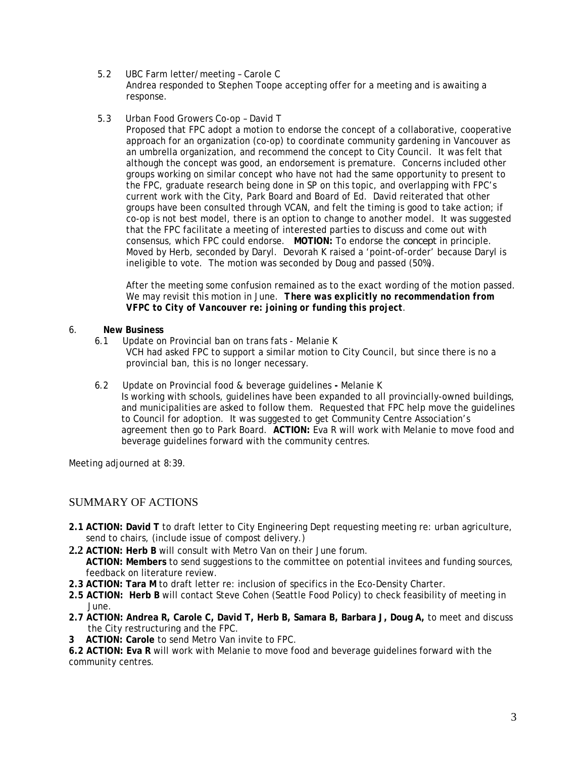5.2 UBC Farm letter/meeting – Carole C

Andrea responded to Stephen Toope accepting offer for a meeting and is awaiting a response.

5.3 Urban Food Growers Co-op – David T

Proposed that FPC adopt a motion to endorse the concept of a collaborative, cooperative approach for an organization (co-op) to coordinate community gardening in Vancouver as an umbrella organization, and recommend the concept to City Council. It was felt that although the concept was good, an endorsement is premature. Concerns included other groups working on similar concept who have not had the same opportunity to present to the FPC, graduate research being done in SP on this topic, and overlapping with FPC's current work with the City, Park Board and Board of Ed. David reiterated that other groups have been consulted through VCAN, and felt the timing is good to take action; if co-op is not best model, there is an option to change to another model. It was suggested that the FPC facilitate a meeting of interested parties to discuss and come out with consensus, which FPC could endorse. **MOTION:** To endorse the *concept* in principle. Moved by Herb, seconded by Daryl. Devorah K raised a 'point-of-order' because Daryl is ineligible to vote. The motion was seconded by Doug and passed (50%).

After the meeting some confusion remained as to the exact wording of the motion passed. We may revisit this motion in June. ***There was explicitly no recommendation from VFPC to City of Vancouver re: joining or funding this project***.

6. **New Business**

6.1 Update on Provincial ban on trans fats - Melanie K

VCH had asked FPC to support a similar motion to City Council, but since there is no a provincial ban, this is no longer necessary.

6.2 Update on Provincial food & beverage guidelines **-** Melanie K

Is working with schools, guidelines have been expanded to all provincially-owned buildings, and municipalities are asked to follow them. Requested that FPC help move the guidelines to Council for adoption. It was suggested to get Community Centre Association's agreement then go to Park Board. **ACTION:** Eva R will work with Melanie to move food and beverage guidelines forward with the community centres.

Meeting adjourned at 8:39.

## SUMMARY OF ACTIONS

**2.1 ACTION: David T** to draft letter to City Engineering Dept requesting meeting re: urban agriculture, send to chairs, (include issue of compost delivery.)

**2.2 ACTION: Herb B** will consult with Metro Van on their June forum.
**ACTION: Members** to send suggestions to the committee on potential invitees and funding sources, feedback on literature review.

**2.3 ACTION: Tara M** to draft letter re: inclusion of specifics in the Eco-Density Charter.

**2.5 ACTION: Herb B** will contact Steve Cohen (Seattle Food Policy) to check feasibility of meeting in June.

**2.7 ACTION: Andrea R, Carole C, David T, Herb B, Samara B, Barbara J, Doug A,** to meet and discuss the City restructuring and the FPC.

**3 ACTION: Carole** to send Metro Van invite to FPC.

**6.2 ACTION: Eva R** will work with Melanie to move food and beverage guidelines forward with the community centres.